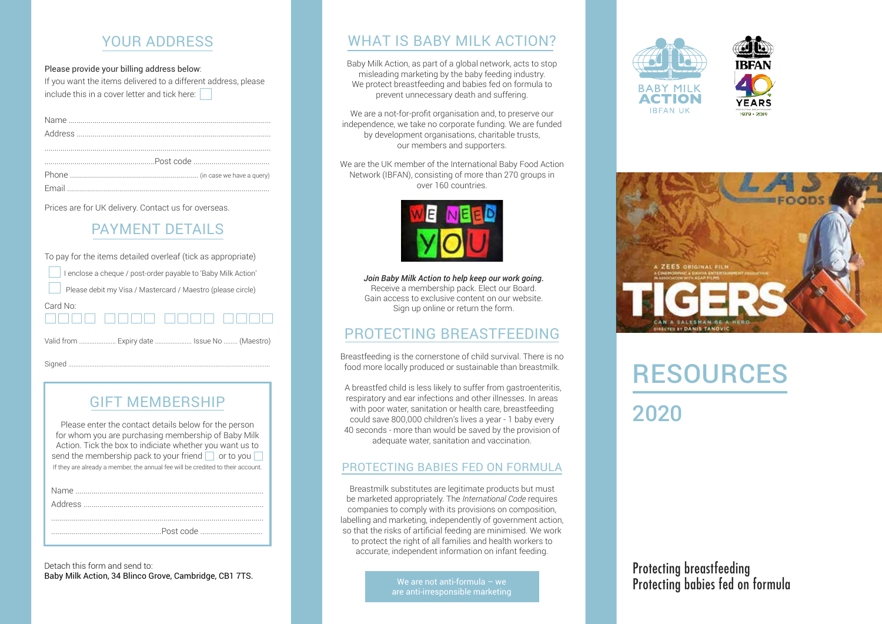## YOUR ADDRESS

Please provide your billing address below:
If you want the items delivered to a different address, please include this in a cover letter and tick here: ☐

Name ..............................................................................................

Address ..........................................................................................

..........................................................................................................

.......................................................Post code .....................................

Phone ................................................................ (in case we have a query)

Email ..............................................................................................

Prices are for UK delivery. Contact us for overseas.

## PAYMENT DETAILS

To pay for the items detailed overleaf (tick as appropriate)

☐ I enclose a cheque / post-order payable to 'Baby Milk Action'

☐ Please debit my Visa / Mastercard / Maestro (please circle)

Card No: ☐☐☐☐ ☐☐☐☐ ☐☐☐☐ ☐☐☐☐

Valid from ..................... Expiry date ..................... Issue No ........ (Maestro)

Signed ..............................................................................................

## GIFT MEMBERSHIP

Please enter the contact details below for the person for whom you are purchasing membership of Baby Milk Action. Tick the box to indicate whether you want us to send the membership pack to your friend ☐ or to you ☐

If they are already a member, the annual fee will be credited to their account.

Name ..............................................................................................

Address ..........................................................................................

..........................................................................................................

.......................................................Post code .....................................

Detach this form and send to:
Baby Milk Action, 34 Blinco Grove, Cambridge, CB1 7TS.

## WHAT IS BABY MILK ACTION?

Baby Milk Action, as part of a global network, acts to stop misleading marketing by the baby feeding industry. We protect breastfeeding and babies fed on formula to prevent unnecessary death and suffering.

We are a not-for-profit organisation and, to preserve our independence, we take no corporate funding. We are funded by development organisations, charitable trusts, our members and supporters.

We are the UK member of the International Baby Food Action Network (IBFAN), consisting of more than 270 groups in over 160 countries.

WE NEED YOU

***Join Baby Milk Action to help keep our work going.***
Receive a membership pack. Elect our Board.
Gain access to exclusive content on our website.
Sign up online or return the form.

## PROTECTING BREASTFEEDING

Breastfeeding is the cornerstone of child survival. There is no food more locally produced or sustainable than breastmilk.

A breastfed child is less likely to suffer from gastroenteritis, respiratory and ear infections and other illnesses. In areas with poor water, sanitation or health care, breastfeeding could save 800,000 children's lives a year - 1 baby every 40 seconds - more than would be saved by the provision of adequate water, sanitation and vaccination.

### PROTECTING BABIES FED ON FORMULA

Breastmilk substitutes are legitimate products but must be marketed appropriately. The *International Code* requires companies to comply with its provisions on composition, labelling and marketing, independently of government action, so that the risks of artificial feeding are minimised. We work to protect the right of all families and health workers to accurate, independent information on infant feeding.

We are not anti-formula – we are anti-irresponsible marketing

BABY MILK ACTION
IBFAN UK

IBFAN 40 YEARS 1979 • 2019

# RESOURCES

## 2020

Protecting breastfeeding
Protecting babies fed on formula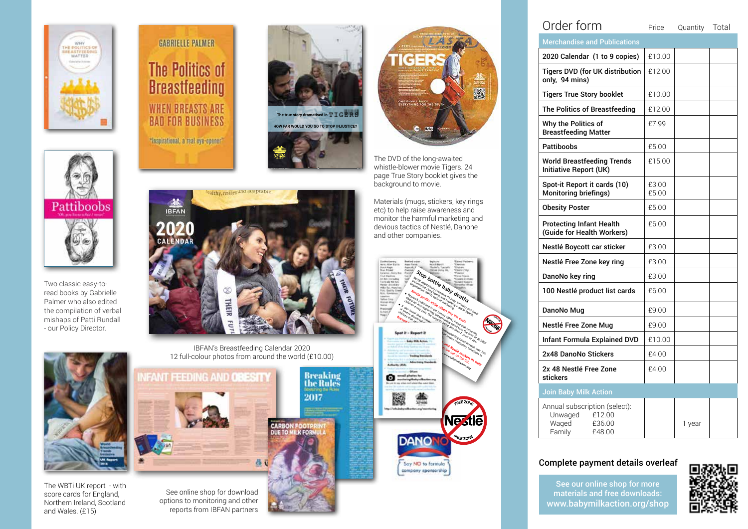Two classic easy-to-read books by Gabrielle Palmer who also edited the compilation of verbal mishaps of Patti Rundall - our Policy Director.

IBFAN's Breastfeeding Calendar 2020
12 full-colour photos from around the world (£10.00)

The DVD of the long-awaited whistle-blower movie Tigers. 24 page True Story booklet gives the background to movie.

Materials (mugs, stickers, key rings etc) to help raise awareness and monitor the harmful marketing and devious tactics of Nestlé, Danone and other companies.

The WBTi UK report - with score cards for England, Northern Ireland, Scotland and Wales. (£15)

See online shop for download options to monitoring and other reports from IBFAN partners

# Order form

| | Price | Quantity | Total |
|---|---|---|---|
| **Merchandise and Publications** | | | |
| 2020 Calendar (1 to 9 copies) | £10.00 | | |
| Tigers DVD (for UK distribution only, 94 mins) | £12.00 | | |
| Tigers True Story booklet | £10.00 | | |
| The Politics of Breastfeeding | £12.00 | | |
| Why the Politics of Breastfeeding Matter | £7.99 | | |
| Pattiboobs | £5.00 | | |
| World Breastfeeding Trends Initiative Report (UK) | £15.00 | | |
| Spot-it Report it cards (10) Monitoring briefings) | £3.00 £5.00 | | |
| Obesity Poster | £5.00 | | |
| Protecting Infant Health (Guide for Health Workers) | £6.00 | | |
| Nestlé Boycott car sticker | £3.00 | | |
| Nestlé Free Zone key ring | £3.00 | | |
| DanoNo key ring | £3.00 | | |
| 100 Nestlé product list cards | £6.00 | | |
| DanoNo Mug | £9.00 | | |
| Nestlé Free Zone Mug | £9.00 | | |
| Infant Formula Explained DVD | £10.00 | | |
| 2x48 DanoNo Stickers | £4.00 | | |
| 2x 48 Nestlé Free Zone stickers | £4.00 | | |
| **Join Baby Milk Action** | | | |
| Annual subscription (select): Unwaged £12.00; Waged £36.00; Family £48.00 | | 1 year | |

**Complete payment details overleaf**

See our online shop for more materials and free downloads: www.babymilkaction.org/shop